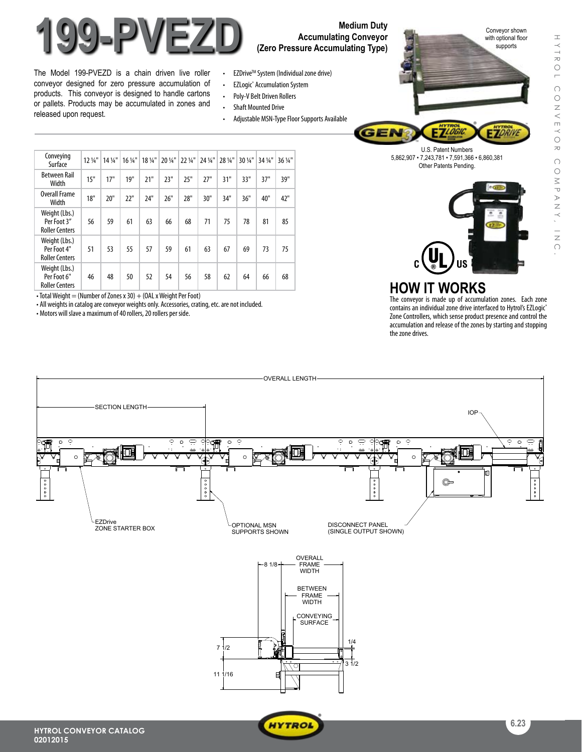# 199-PVEZD

**Medium Duty Accumulating Conveyor (Zero Pressure Accumulating Type)**

The Model 199-PVEZD is a chain driven live roller conveyor designed for zero pressure accumulation of products. This conveyor is designed to handle cartons or pallets. Products may be accumulated in zones and released upon request.

- EZDrive™ System (Individual zone drive)
- EZLogic® Accumulation System
- Poly-V Belt Driven Rollers
- Shaft Mounted Drive
- Adjustable MSN-Type Floor Supports Available

Conveyor shown with optional floor supports

U.S. Patent Numbers 5,862,907 • 7,243,781 • 7,591,366 • 6,860,381 Other Patents Pending.

| Conveying Surface | 12 ¼" | 14 ¼" | 16 ¼" | 18 ¼" | 20 ¼" | 22 ¼" | 24 ¼" | 28 ¼" | 30 ¼" | 34 ¼" | 36 ¼" |
|---|---|---|---|---|---|---|---|---|---|---|---|
| Between Rail Width | 15" | 17" | 19" | 21" | 23" | 25" | 27" | 31" | 33" | 37" | 39" |
| Overall Frame Width | 18" | 20" | 22" | 24" | 26" | 28" | 30" | 34" | 36" | 40" | 42" |
| Weight (Lbs.) Per Foot 3" Roller Centers | 56 | 59 | 61 | 63 | 66 | 68 | 71 | 75 | 78 | 81 | 85 |
| Weight (Lbs.) Per Foot 4" Roller Centers | 51 | 53 | 55 | 57 | 59 | 61 | 63 | 67 | 69 | 73 | 75 |
| Weight (Lbs.) Per Foot 6" Roller Centers | 46 | 48 | 50 | 52 | 54 | 56 | 58 | 62 | 64 | 66 | 68 |

- Total Weight = (Number of Zones x 30) + (OAL x Weight Per Foot)
- All weights in catalog are conveyor weights only. Accessories, crating, etc. are not included.
- Motors will slave a maximum of 40 rollers, 20 rollers per side.

## HOW IT WORKS

The conveyor is made up of accumulation zones. Each zone contains an individual zone drive interfaced to Hytrol's EZLogic® Zone Controllers, which sense product presence and control the accumulation and release of the zones by starting and stopping the zone drives.

OVERALL LENGTH

SECTION LENGTH

IOP

EZDrive ZONE STARTER BOX

OPTIONAL MSN SUPPORTS SHOWN

DISCONNECT PANEL (SINGLE OUTPUT SHOWN)

OVERALL FRAME WIDTH

8 1/8

BETWEEN FRAME WIDTH

CONVEYING SURFACE

7 1/2

1/4

3 1/2

11 1/16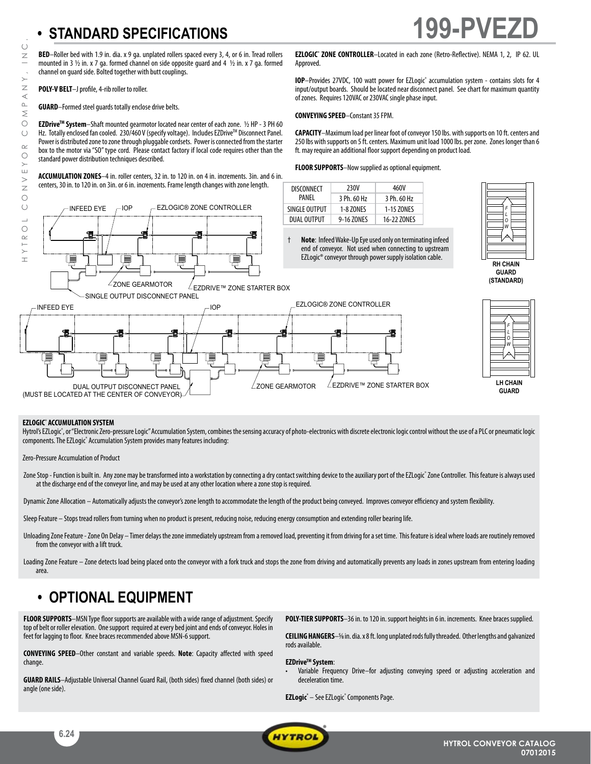# 199-PVEZD

## • STANDARD SPECIFICATIONS

**BED**–Roller bed with 1.9 in. dia. x 9 ga. unplated rollers spaced every 3, 4, or 6 in. Tread rollers mounted in 3 ½ in. x 7 ga. formed channel on side opposite guard and 4 ½ in. x 7 ga. formed channel on guard side. Bolted together with butt couplings.

**POLY-V BELT**–J profile, 4-rib roller to roller.

**GUARD**–Formed steel guards totally enclose drive belts.

**EZDrive™ System**–Shaft mounted gearmotor located near center of each zone. ½ HP - 3 PH 60 Hz. Totally enclosed fan cooled. 230/460 V (specify voltage). Includes EZDrive™ Disconnect Panel. Power is distributed zone to zone through pluggable cordsets. Power is connected from the starter box to the motor via "SO" type cord. Please contact factory if local code requires other than the standard power distribution techniques described.

**ACCUMULATION ZONES**–4 in. roller centers, 32 in. to 120 in. on 4 in. increments. 3in. and 6 in. centers, 30 in. to 120 in. on 3in. or 6 in. increments. Frame length changes with zone length.

**EZLOGIC® ZONE CONTROLLER**–Located in each zone (Retro-Reflective). NEMA 1, 2, IP 62. UL Approved.

**IOP**–Provides 27VDC, 100 watt power for EZLogic® accumulation system - contains slots for 4 input/output boards. Should be located near disconnect panel. See chart for maximum quantity of zones. Requires 120VAC or 230VAC single phase input.

**CONVEYING SPEED**–Constant 35 FPM.

**CAPACITY**–Maximum load per linear foot of conveyor 150 lbs. with supports on 10 ft. centers and 250 lbs with supports on 5 ft. centers. Maximum unit load 1000 lbs. per zone. Zones longer than 6 ft. may require an additional floor support depending on product load.

**FLOOR SUPPORTS**–Now supplied as optional equipment.

| DISCONNECT PANEL | 230V 3 Ph. 60 Hz | 460V 3 Ph. 60 Hz |
|---|---|---|
| SINGLE OUTPUT | 1-8 ZONES | 1-15 ZONES |
| DUAL OUTPUT | 9-16 ZONES | 16-22 ZONES |

† **Note**: Infeed Wake-Up Eye used only on terminating infeed end of conveyor. Not used when connecting to upstream EZLogic® conveyor through power supply isolation cable.

INFEED EYE
IOP
EZLOGIC® ZONE CONTROLLER
ZONE GEARMOTOR
EZDRIVE™ ZONE STARTER BOX
SINGLE OUTPUT DISCONNECT PANEL

INFEED EYE
IOP
EZLOGIC® ZONE CONTROLLER
DUAL OUTPUT DISCONNECT PANEL (MUST BE LOCATED AT THE CENTER OF CONVEYOR)
ZONE GEARMOTOR
EZDRIVE™ ZONE STARTER BOX

FLOW
RH CHAIN GUARD (STANDARD)

FLOW
LH CHAIN GUARD

**EZLOGIC® ACCUMULATION SYSTEM**

Hytrol's EZLogic®, or "Electronic Zero-pressure Logic" Accumulation System, combines the sensing accuracy of photo-electronics with discrete electronic logic control without the use of a PLC or pneumatic logic components. The EZLogic® Accumulation System provides many features including:

Zero-Pressure Accumulation of Product

Zone Stop - Function is built in. Any zone may be transformed into a workstation by connecting a dry contact switching device to the auxiliary port of the EZLogic® Zone Controller. This feature is always used at the discharge end of the conveyor line, and may be used at any other location where a zone stop is required.

Dynamic Zone Allocation – Automatically adjusts the conveyor's zone length to accommodate the length of the product being conveyed. Improves conveyor efficiency and system flexibility.

Sleep Feature – Stops tread rollers from turning when no product is present, reducing noise, reducing energy consumption and extending roller bearing life.

Unloading Zone Feature - Zone On Delay – Timer delays the zone immediately upstream from a removed load, preventing it from driving for a set time. This feature is ideal where loads are routinely removed from the conveyor with a lift truck.

Loading Zone Feature – Zone detects load being placed onto the conveyor with a fork truck and stops the zone from driving and automatically prevents any loads in zones upstream from entering loading area.

## • OPTIONAL EQUIPMENT

**FLOOR SUPPORTS**–MSN Type floor supports are available with a wide range of adjustment. Specify top of belt or roller elevation. One support required at every bed joint and ends of conveyor. Holes in feet for lagging to floor. Knee braces recommended above MSN-6 support.

**CONVEYING SPEED**–Other constant and variable speeds. **Note**: Capacity affected with speed change.

**GUARD RAILS**–Adjustable Universal Channel Guard Rail, (both sides) fixed channel (both sides) or angle (one side).

**POLY-TIER SUPPORTS**–36 in. to 120 in. support heights in 6 in. increments. Knee braces supplied.

**CEILING HANGERS**–⅝ in. dia. x 8 ft. long unplated rods fully threaded. Other lengths and galvanized rods available.

**EZDrive™ System**:

- Variable Frequency Drive–for adjusting conveying speed or adjusting acceleration and deceleration time.

**EZLogic®** – See EZLogic® Components Page.